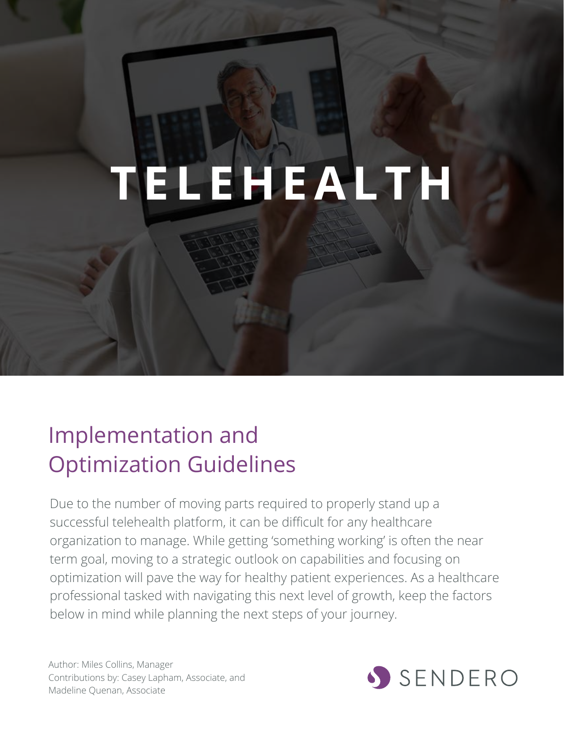# TELEHEALTH

## Implementation and Optimization Guidelines

Due to the number of moving parts required to properly stand up a successful telehealth platform, it can be difficult for any healthcare organization to manage. While getting 'something working' is often the near term goal, moving to a strategic outlook on capabilities and focusing on optimization will pave the way for healthy patient experiences. As a healthcare professional tasked with navigating this next level of growth, keep the factors below in mind while planning the next steps of your journey.

Author: Miles Collins, Manager
Contributions by: Casey Lapham, Associate, and Madeline Quenan, Associate

SENDERO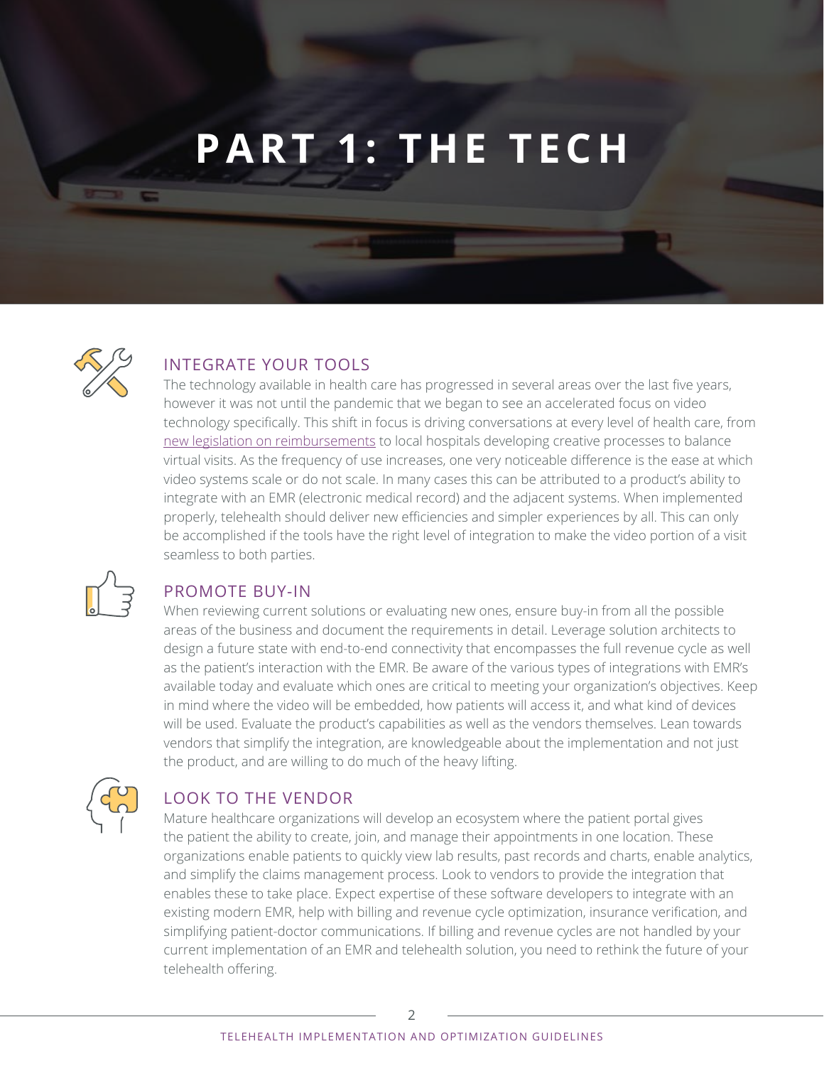# PART 1: THE TECH

## INTEGRATE YOUR TOOLS

The technology available in health care has progressed in several areas over the last five years, however it was not until the pandemic that we began to see an accelerated focus on video technology specifically. This shift in focus is driving conversations at every level of health care, from new legislation on reimbursements to local hospitals developing creative processes to balance virtual visits. As the frequency of use increases, one very noticeable difference is the ease at which video systems scale or do not scale. In many cases this can be attributed to a product's ability to integrate with an EMR (electronic medical record) and the adjacent systems. When implemented properly, telehealth should deliver new efficiencies and simpler experiences by all. This can only be accomplished if the tools have the right level of integration to make the video portion of a visit seamless to both parties.

## PROMOTE BUY-IN

When reviewing current solutions or evaluating new ones, ensure buy-in from all the possible areas of the business and document the requirements in detail. Leverage solution architects to design a future state with end-to-end connectivity that encompasses the full revenue cycle as well as the patient's interaction with the EMR. Be aware of the various types of integrations with EMR's available today and evaluate which ones are critical to meeting your organization's objectives. Keep in mind where the video will be embedded, how patients will access it, and what kind of devices will be used. Evaluate the product's capabilities as well as the vendors themselves. Lean towards vendors that simplify the integration, are knowledgeable about the implementation and not just the product, and are willing to do much of the heavy lifting.

## LOOK TO THE VENDOR

Mature healthcare organizations will develop an ecosystem where the patient portal gives the patient the ability to create, join, and manage their appointments in one location. These organizations enable patients to quickly view lab results, past records and charts, enable analytics, and simplify the claims management process. Look to vendors to provide the integration that enables these to take place. Expect expertise of these software developers to integrate with an existing modern EMR, help with billing and revenue cycle optimization, insurance verification, and simplifying patient-doctor communications. If billing and revenue cycles are not handled by your current implementation of an EMR and telehealth solution, you need to rethink the future of your telehealth offering.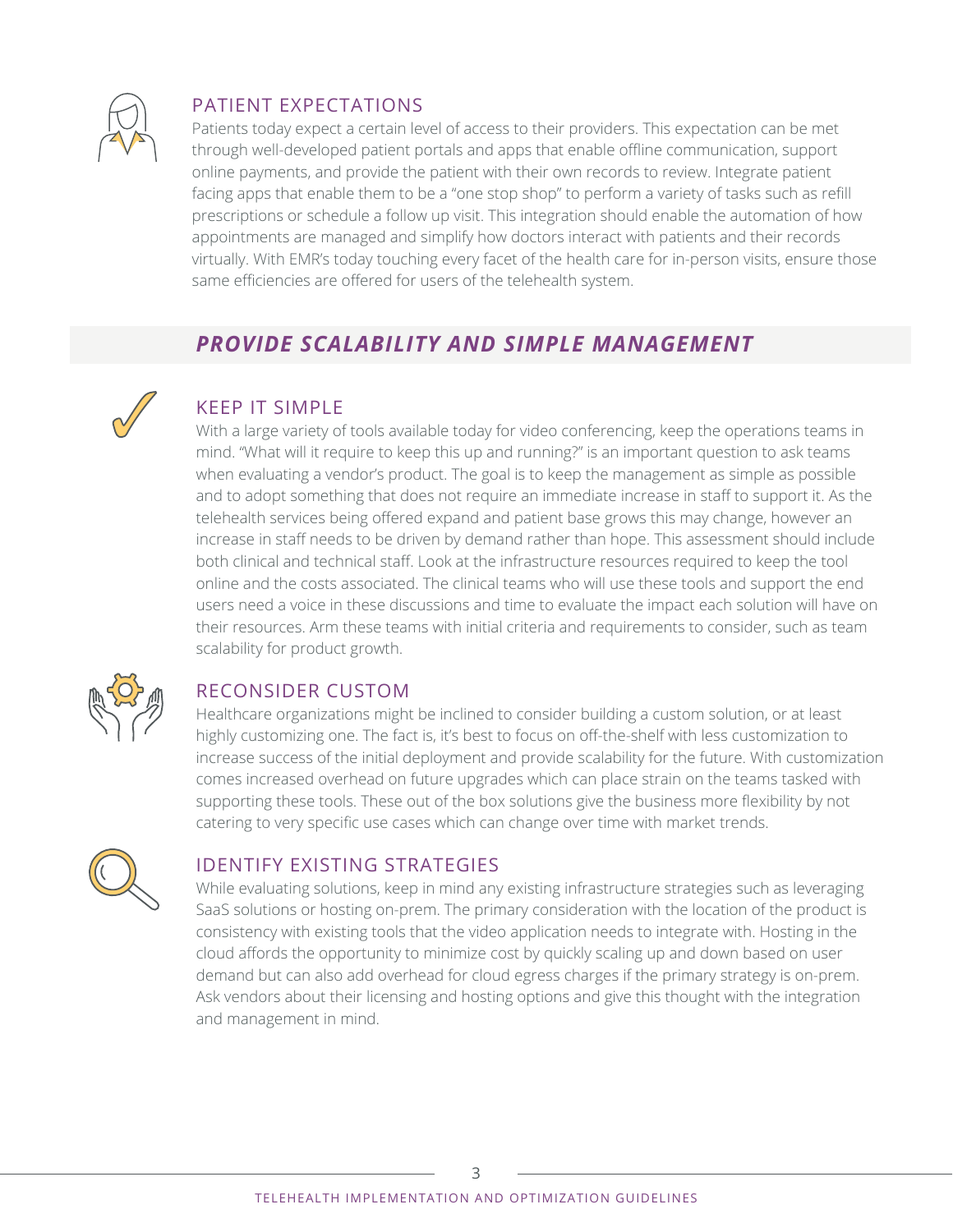### PATIENT EXPECTATIONS

Patients today expect a certain level of access to their providers. This expectation can be met through well-developed patient portals and apps that enable offline communication, support online payments, and provide the patient with their own records to review. Integrate patient facing apps that enable them to be a "one stop shop" to perform a variety of tasks such as refill prescriptions or schedule a follow up visit. This integration should enable the automation of how appointments are managed and simplify how doctors interact with patients and their records virtually. With EMR's today touching every facet of the health care for in-person visits, ensure those same efficiencies are offered for users of the telehealth system.

## *PROVIDE SCALABILITY AND SIMPLE MANAGEMENT*

### KEEP IT SIMPLE

With a large variety of tools available today for video conferencing, keep the operations teams in mind. "What will it require to keep this up and running?" is an important question to ask teams when evaluating a vendor's product. The goal is to keep the management as simple as possible and to adopt something that does not require an immediate increase in staff to support it. As the telehealth services being offered expand and patient base grows this may change, however an increase in staff needs to be driven by demand rather than hope. This assessment should include both clinical and technical staff. Look at the infrastructure resources required to keep the tool online and the costs associated. The clinical teams who will use these tools and support the end users need a voice in these discussions and time to evaluate the impact each solution will have on their resources. Arm these teams with initial criteria and requirements to consider, such as team scalability for product growth.

### RECONSIDER CUSTOM

Healthcare organizations might be inclined to consider building a custom solution, or at least highly customizing one. The fact is, it's best to focus on off-the-shelf with less customization to increase success of the initial deployment and provide scalability for the future. With customization comes increased overhead on future upgrades which can place strain on the teams tasked with supporting these tools. These out of the box solutions give the business more flexibility by not catering to very specific use cases which can change over time with market trends.

### IDENTIFY EXISTING STRATEGIES

While evaluating solutions, keep in mind any existing infrastructure strategies such as leveraging SaaS solutions or hosting on-prem. The primary consideration with the location of the product is consistency with existing tools that the video application needs to integrate with. Hosting in the cloud affords the opportunity to minimize cost by quickly scaling up and down based on user demand but can also add overhead for cloud egress charges if the primary strategy is on-prem. Ask vendors about their licensing and hosting options and give this thought with the integration and management in mind.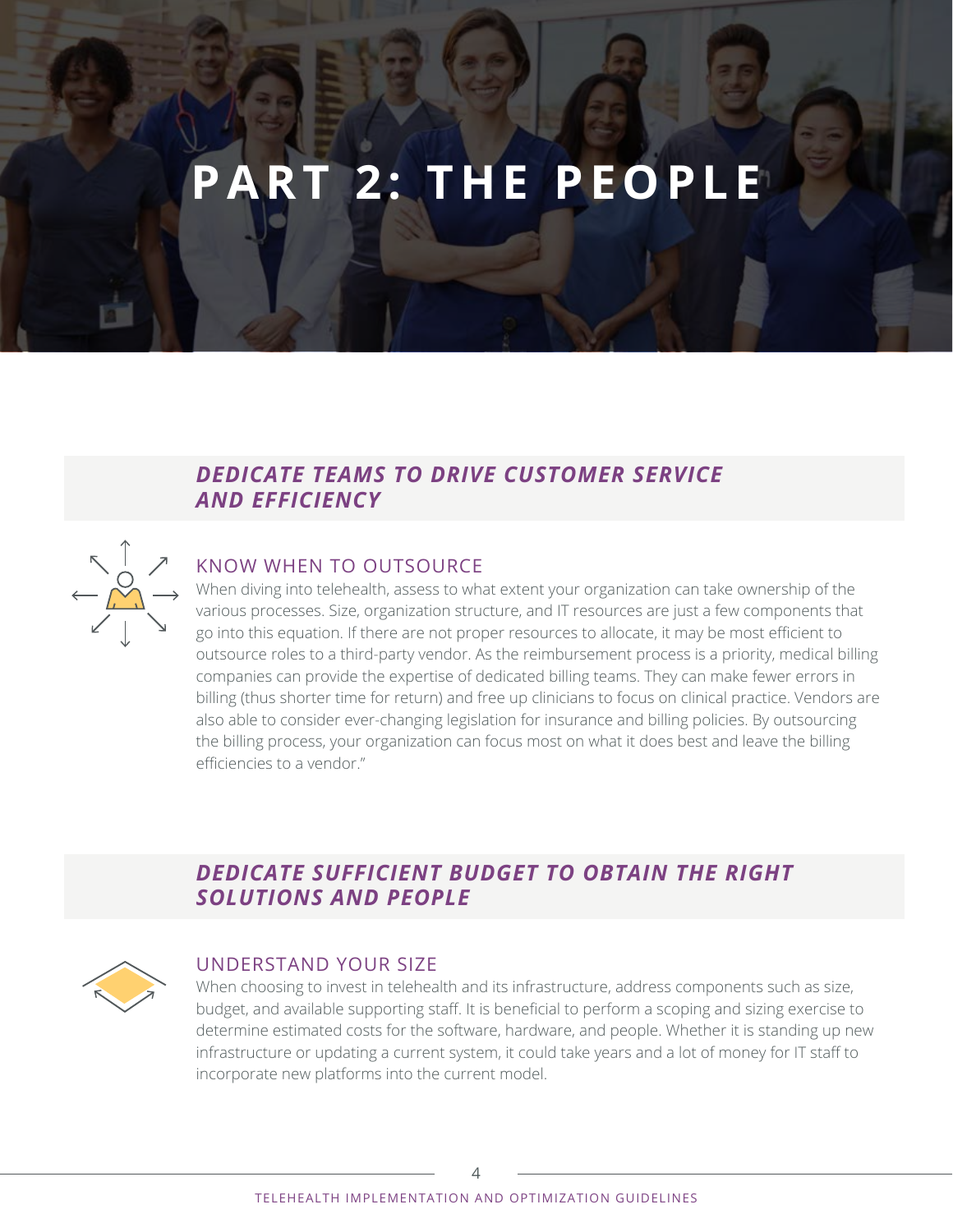# PART 2: THE PEOPLE

## *DEDICATE TEAMS TO DRIVE CUSTOMER SERVICE AND EFFICIENCY*

### KNOW WHEN TO OUTSOURCE

When diving into telehealth, assess to what extent your organization can take ownership of the various processes. Size, organization structure, and IT resources are just a few components that go into this equation. If there are not proper resources to allocate, it may be most efficient to outsource roles to a third-party vendor. As the reimbursement process is a priority, medical billing companies can provide the expertise of dedicated billing teams. They can make fewer errors in billing (thus shorter time for return) and free up clinicians to focus on clinical practice. Vendors are also able to consider ever-changing legislation for insurance and billing policies. By outsourcing the billing process, your organization can focus most on what it does best and leave the billing efficiencies to a vendor."

## *DEDICATE SUFFICIENT BUDGET TO OBTAIN THE RIGHT SOLUTIONS AND PEOPLE*

### UNDERSTAND YOUR SIZE

When choosing to invest in telehealth and its infrastructure, address components such as size, budget, and available supporting staff. It is beneficial to perform a scoping and sizing exercise to determine estimated costs for the software, hardware, and people. Whether it is standing up new infrastructure or updating a current system, it could take years and a lot of money for IT staff to incorporate new platforms into the current model.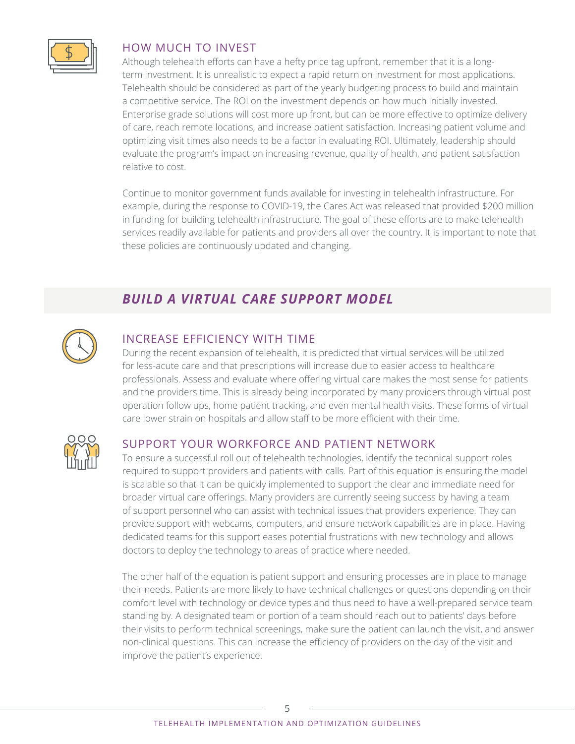### HOW MUCH TO INVEST

Although telehealth efforts can have a hefty price tag upfront, remember that it is a long-term investment. It is unrealistic to expect a rapid return on investment for most applications. Telehealth should be considered as part of the yearly budgeting process to build and maintain a competitive service. The ROI on the investment depends on how much initially invested. Enterprise grade solutions will cost more up front, but can be more effective to optimize delivery of care, reach remote locations, and increase patient satisfaction. Increasing patient volume and optimizing visit times also needs to be a factor in evaluating ROI. Ultimately, leadership should evaluate the program's impact on increasing revenue, quality of health, and patient satisfaction relative to cost.

Continue to monitor government funds available for investing in telehealth infrastructure. For example, during the response to COVID-19, the Cares Act was released that provided $200 million in funding for building telehealth infrastructure. The goal of these efforts are to make telehealth services readily available for patients and providers all over the country. It is important to note that these policies are continuously updated and changing.

## *BUILD A VIRTUAL CARE SUPPORT MODEL*

### INCREASE EFFICIENCY WITH TIME

During the recent expansion of telehealth, it is predicted that virtual services will be utilized for less-acute care and that prescriptions will increase due to easier access to healthcare professionals. Assess and evaluate where offering virtual care makes the most sense for patients and the providers time. This is already being incorporated by many providers through virtual post operation follow ups, home patient tracking, and even mental health visits. These forms of virtual care lower strain on hospitals and allow staff to be more efficient with their time.

### SUPPORT YOUR WORKFORCE AND PATIENT NETWORK

To ensure a successful roll out of telehealth technologies, identify the technical support roles required to support providers and patients with calls. Part of this equation is ensuring the model is scalable so that it can be quickly implemented to support the clear and immediate need for broader virtual care offerings. Many providers are currently seeing success by having a team of support personnel who can assist with technical issues that providers experience. They can provide support with webcams, computers, and ensure network capabilities are in place. Having dedicated teams for this support eases potential frustrations with new technology and allows doctors to deploy the technology to areas of practice where needed.

The other half of the equation is patient support and ensuring processes are in place to manage their needs. Patients are more likely to have technical challenges or questions depending on their comfort level with technology or device types and thus need to have a well-prepared service team standing by. A designated team or portion of a team should reach out to patients' days before their visits to perform technical screenings, make sure the patient can launch the visit, and answer non-clinical questions. This can increase the efficiency of providers on the day of the visit and improve the patient's experience.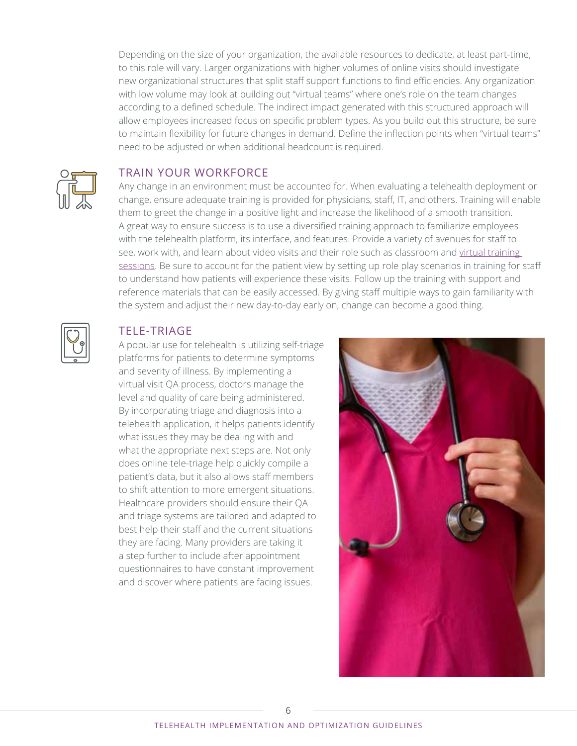Depending on the size of your organization, the available resources to dedicate, at least part-time, to this role will vary. Larger organizations with higher volumes of online visits should investigate new organizational structures that split staff support functions to find efficiencies. Any organization with low volume may look at building out "virtual teams" where one's role on the team changes according to a defined schedule. The indirect impact generated with this structured approach will allow employees increased focus on specific problem types. As you build out this structure, be sure to maintain flexibility for future changes in demand. Define the inflection points when "virtual teams" need to be adjusted or when additional headcount is required.

## TRAIN YOUR WORKFORCE

Any change in an environment must be accounted for. When evaluating a telehealth deployment or change, ensure adequate training is provided for physicians, staff, IT, and others. Training will enable them to greet the change in a positive light and increase the likelihood of a smooth transition. A great way to ensure success is to use a diversified training approach to familiarize employees with the telehealth platform, its interface, and features. Provide a variety of avenues for staff to see, work with, and learn about video visits and their role such as classroom and virtual training sessions. Be sure to account for the patient view by setting up role play scenarios in training for staff to understand how patients will experience these visits. Follow up the training with support and reference materials that can be easily accessed. By giving staff multiple ways to gain familiarity with the system and adjust their new day-to-day early on, change can become a good thing.

## TELE-TRIAGE

A popular use for telehealth is utilizing self-triage platforms for patients to determine symptoms and severity of illness. By implementing a virtual visit QA process, doctors manage the level and quality of care being administered. By incorporating triage and diagnosis into a telehealth application, it helps patients identify what issues they may be dealing with and what the appropriate next steps are. Not only does online tele-triage help quickly compile a patient's data, but it also allows staff members to shift attention to more emergent situations. Healthcare providers should ensure their QA and triage systems are tailored and adapted to best help their staff and the current situations they are facing. Many providers are taking it a step further to include after appointment questionnaires to have constant improvement and discover where patients are facing issues.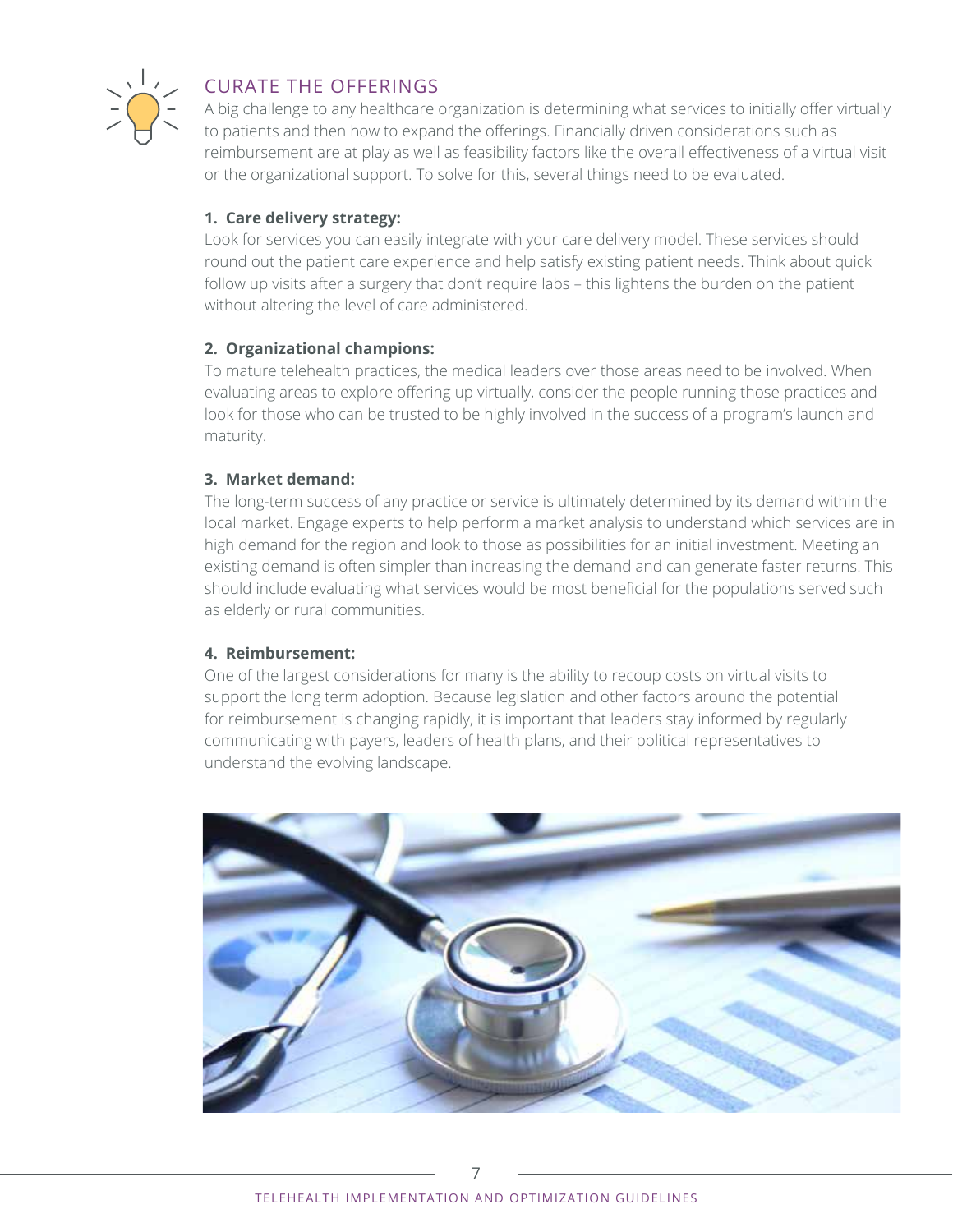## CURATE THE OFFERINGS

A big challenge to any healthcare organization is determining what services to initially offer virtually to patients and then how to expand the offerings. Financially driven considerations such as reimbursement are at play as well as feasibility factors like the overall effectiveness of a virtual visit or the organizational support. To solve for this, several things need to be evaluated.

**1. Care delivery strategy:**

Look for services you can easily integrate with your care delivery model. These services should round out the patient care experience and help satisfy existing patient needs. Think about quick follow up visits after a surgery that don't require labs – this lightens the burden on the patient without altering the level of care administered.

**2. Organizational champions:**

To mature telehealth practices, the medical leaders over those areas need to be involved. When evaluating areas to explore offering up virtually, consider the people running those practices and look for those who can be trusted to be highly involved in the success of a program's launch and maturity.

**3. Market demand:**

The long-term success of any practice or service is ultimately determined by its demand within the local market. Engage experts to help perform a market analysis to understand which services are in high demand for the region and look to those as possibilities for an initial investment. Meeting an existing demand is often simpler than increasing the demand and can generate faster returns. This should include evaluating what services would be most beneficial for the populations served such as elderly or rural communities.

**4. Reimbursement:**

One of the largest considerations for many is the ability to recoup costs on virtual visits to support the long term adoption. Because legislation and other factors around the potential for reimbursement is changing rapidly, it is important that leaders stay informed by regularly communicating with payers, leaders of health plans, and their political representatives to understand the evolving landscape.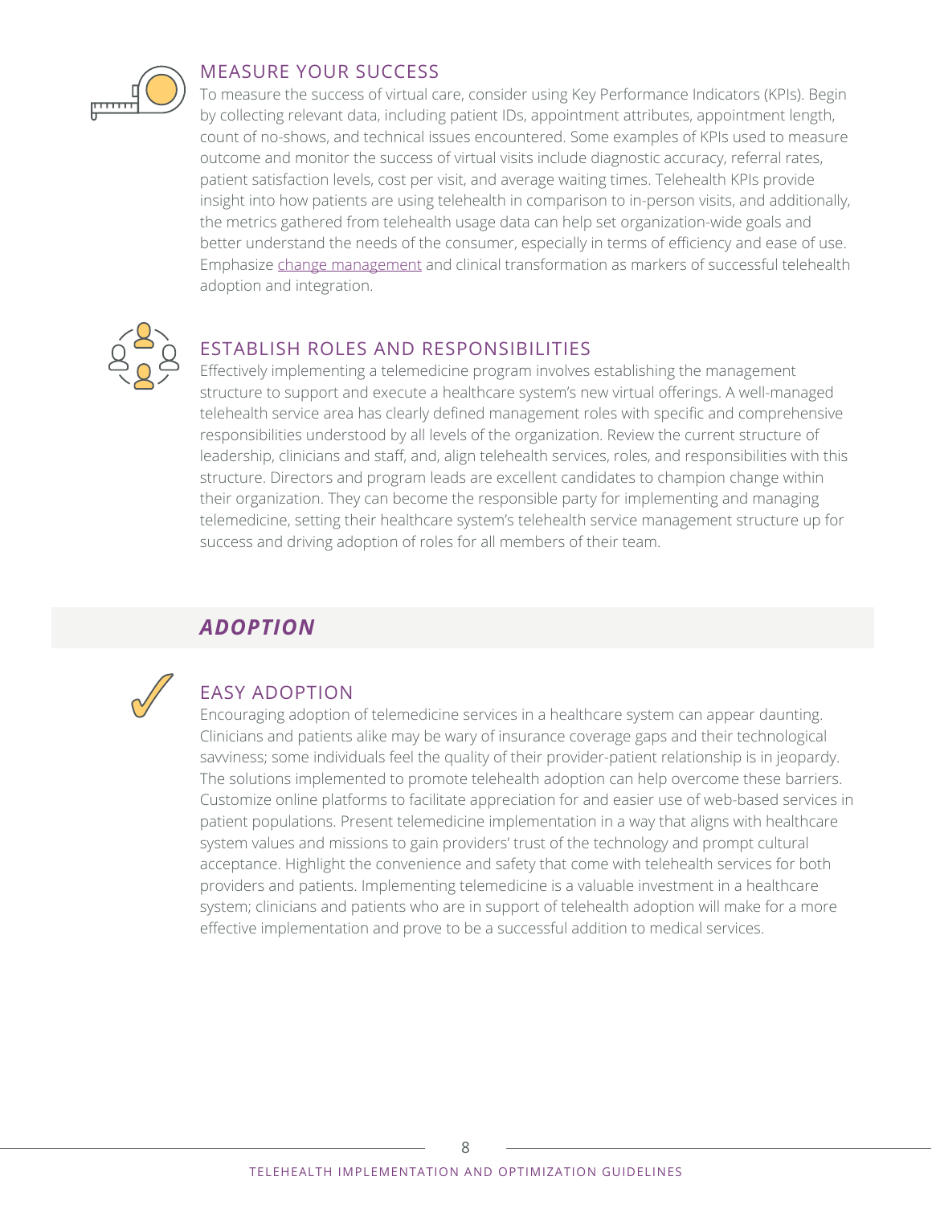## MEASURE YOUR SUCCESS

To measure the success of virtual care, consider using Key Performance Indicators (KPIs). Begin by collecting relevant data, including patient IDs, appointment attributes, appointment length, count of no-shows, and technical issues encountered. Some examples of KPIs used to measure outcome and monitor the success of virtual visits include diagnostic accuracy, referral rates, patient satisfaction levels, cost per visit, and average waiting times. Telehealth KPIs provide insight into how patients are using telehealth in comparison to in-person visits, and additionally, the metrics gathered from telehealth usage data can help set organization-wide goals and better understand the needs of the consumer, especially in terms of efficiency and ease of use. Emphasize change management and clinical transformation as markers of successful telehealth adoption and integration.

## ESTABLISH ROLES AND RESPONSIBILITIES

Effectively implementing a telemedicine program involves establishing the management structure to support and execute a healthcare system's new virtual offerings. A well-managed telehealth service area has clearly defined management roles with specific and comprehensive responsibilities understood by all levels of the organization. Review the current structure of leadership, clinicians and staff, and, align telehealth services, roles, and responsibilities with this structure. Directors and program leads are excellent candidates to champion change within their organization. They can become the responsible party for implementing and managing telemedicine, setting their healthcare system's telehealth service management structure up for success and driving adoption of roles for all members of their team.

# *ADOPTION*

## EASY ADOPTION

Encouraging adoption of telemedicine services in a healthcare system can appear daunting. Clinicians and patients alike may be wary of insurance coverage gaps and their technological savviness; some individuals feel the quality of their provider-patient relationship is in jeopardy. The solutions implemented to promote telehealth adoption can help overcome these barriers. Customize online platforms to facilitate appreciation for and easier use of web-based services in patient populations. Present telemedicine implementation in a way that aligns with healthcare system values and missions to gain providers' trust of the technology and prompt cultural acceptance. Highlight the convenience and safety that come with telehealth services for both providers and patients. Implementing telemedicine is a valuable investment in a healthcare system; clinicians and patients who are in support of telehealth adoption will make for a more effective implementation and prove to be a successful addition to medical services.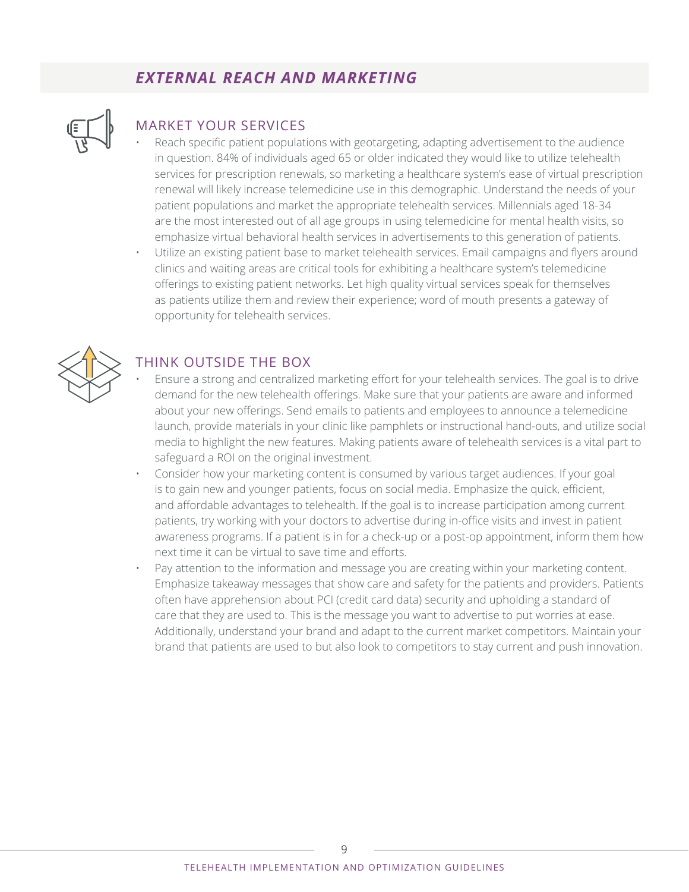## *EXTERNAL REACH AND MARKETING*

### MARKET YOUR SERVICES

- Reach specific patient populations with geotargeting, adapting advertisement to the audience in question. 84% of individuals aged 65 or older indicated they would like to utilize telehealth services for prescription renewals, so marketing a healthcare system's ease of virtual prescription renewal will likely increase telemedicine use in this demographic. Understand the needs of your patient populations and market the appropriate telehealth services. Millennials aged 18-34 are the most interested out of all age groups in using telemedicine for mental health visits, so emphasize virtual behavioral health services in advertisements to this generation of patients.
- Utilize an existing patient base to market telehealth services. Email campaigns and flyers around clinics and waiting areas are critical tools for exhibiting a healthcare system's telemedicine offerings to existing patient networks. Let high quality virtual services speak for themselves as patients utilize them and review their experience; word of mouth presents a gateway of opportunity for telehealth services.

### THINK OUTSIDE THE BOX

- Ensure a strong and centralized marketing effort for your telehealth services. The goal is to drive demand for the new telehealth offerings. Make sure that your patients are aware and informed about your new offerings. Send emails to patients and employees to announce a telemedicine launch, provide materials in your clinic like pamphlets or instructional hand-outs, and utilize social media to highlight the new features. Making patients aware of telehealth services is a vital part to safeguard a ROI on the original investment.
- Consider how your marketing content is consumed by various target audiences. If your goal is to gain new and younger patients, focus on social media. Emphasize the quick, efficient, and affordable advantages to telehealth. If the goal is to increase participation among current patients, try working with your doctors to advertise during in-office visits and invest in patient awareness programs. If a patient is in for a check-up or a post-op appointment, inform them how next time it can be virtual to save time and efforts.
- Pay attention to the information and message you are creating within your marketing content. Emphasize takeaway messages that show care and safety for the patients and providers. Patients often have apprehension about PCI (credit card data) security and upholding a standard of care that they are used to. This is the message you want to advertise to put worries at ease. Additionally, understand your brand and adapt to the current market competitors. Maintain your brand that patients are used to but also look to competitors to stay current and push innovation.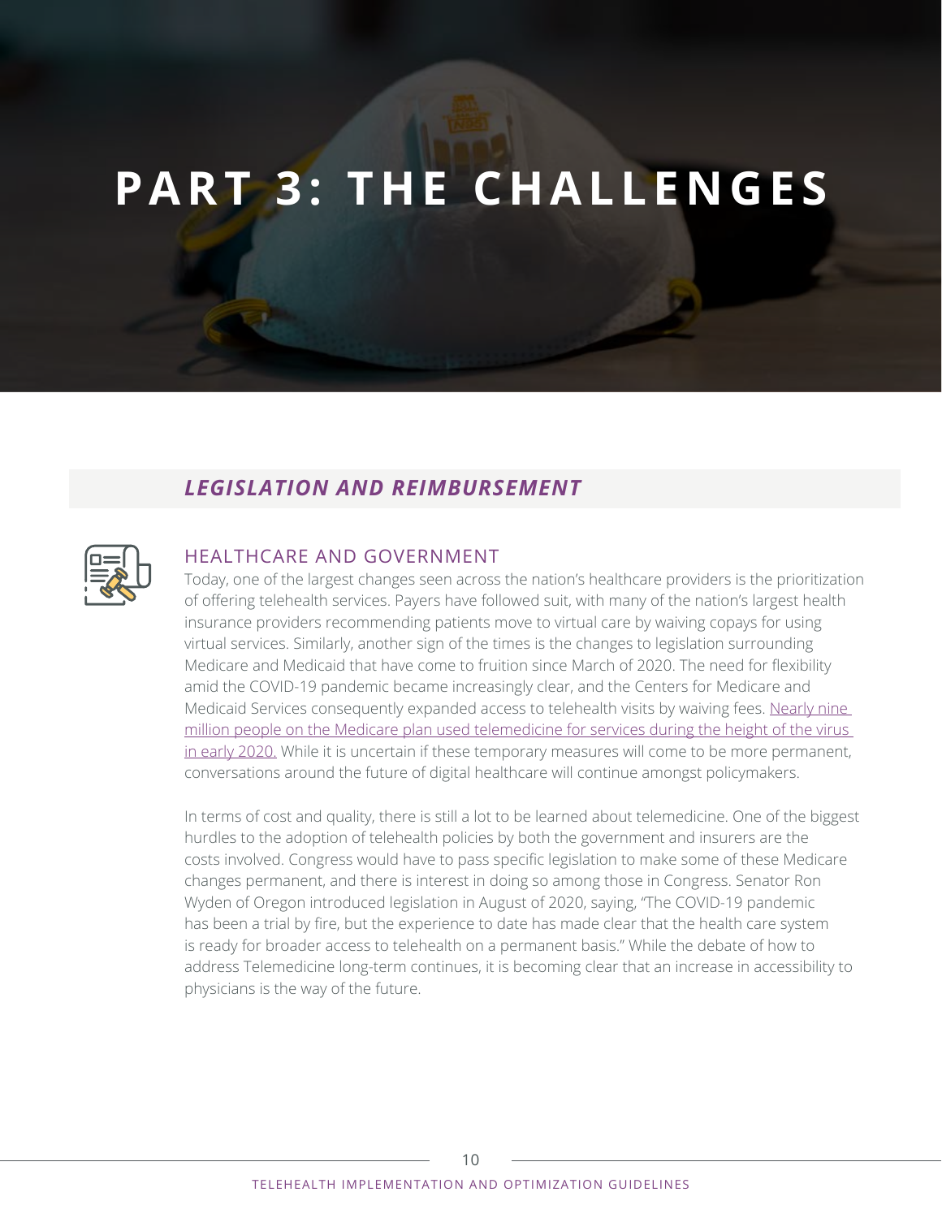# PART 3: THE CHALLENGES

## *LEGISLATION AND REIMBURSEMENT*

### HEALTHCARE AND GOVERNMENT

Today, one of the largest changes seen across the nation's healthcare providers is the prioritization of offering telehealth services. Payers have followed suit, with many of the nation's largest health insurance providers recommending patients move to virtual care by waiving copays for using virtual services. Similarly, another sign of the times is the changes to legislation surrounding Medicare and Medicaid that have come to fruition since March of 2020. The need for flexibility amid the COVID-19 pandemic became increasingly clear, and the Centers for Medicare and Medicaid Services consequently expanded access to telehealth visits by waiving fees. Nearly nine million people on the Medicare plan used telemedicine for services during the height of the virus in early 2020. While it is uncertain if these temporary measures will come to be more permanent, conversations around the future of digital healthcare will continue amongst policymakers.

In terms of cost and quality, there is still a lot to be learned about telemedicine. One of the biggest hurdles to the adoption of telehealth policies by both the government and insurers are the costs involved. Congress would have to pass specific legislation to make some of these Medicare changes permanent, and there is interest in doing so among those in Congress. Senator Ron Wyden of Oregon introduced legislation in August of 2020, saying, "The COVID-19 pandemic has been a trial by fire, but the experience to date has made clear that the health care system is ready for broader access to telehealth on a permanent basis." While the debate of how to address Telemedicine long-term continues, it is becoming clear that an increase in accessibility to physicians is the way of the future.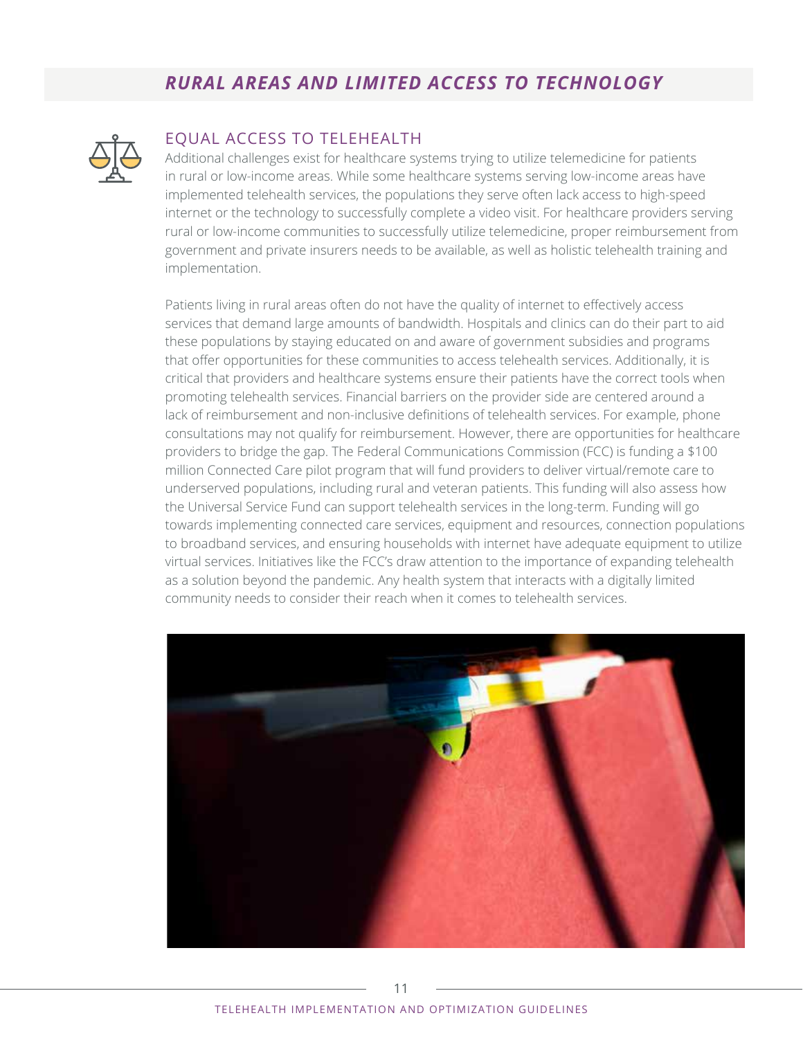## *RURAL AREAS AND LIMITED ACCESS TO TECHNOLOGY*

### EQUAL ACCESS TO TELEHEALTH

Additional challenges exist for healthcare systems trying to utilize telemedicine for patients in rural or low-income areas. While some healthcare systems serving low-income areas have implemented telehealth services, the populations they serve often lack access to high-speed internet or the technology to successfully complete a video visit. For healthcare providers serving rural or low-income communities to successfully utilize telemedicine, proper reimbursement from government and private insurers needs to be available, as well as holistic telehealth training and implementation.

Patients living in rural areas often do not have the quality of internet to effectively access services that demand large amounts of bandwidth. Hospitals and clinics can do their part to aid these populations by staying educated on and aware of government subsidies and programs that offer opportunities for these communities to access telehealth services. Additionally, it is critical that providers and healthcare systems ensure their patients have the correct tools when promoting telehealth services. Financial barriers on the provider side are centered around a lack of reimbursement and non-inclusive definitions of telehealth services. For example, phone consultations may not qualify for reimbursement. However, there are opportunities for healthcare providers to bridge the gap. The Federal Communications Commission (FCC) is funding a $100 million Connected Care pilot program that will fund providers to deliver virtual/remote care to underserved populations, including rural and veteran patients. This funding will also assess how the Universal Service Fund can support telehealth services in the long-term. Funding will go towards implementing connected care services, equipment and resources, connection populations to broadband services, and ensuring households with internet have adequate equipment to utilize virtual services. Initiatives like the FCC's draw attention to the importance of expanding telehealth as a solution beyond the pandemic. Any health system that interacts with a digitally limited community needs to consider their reach when it comes to telehealth services.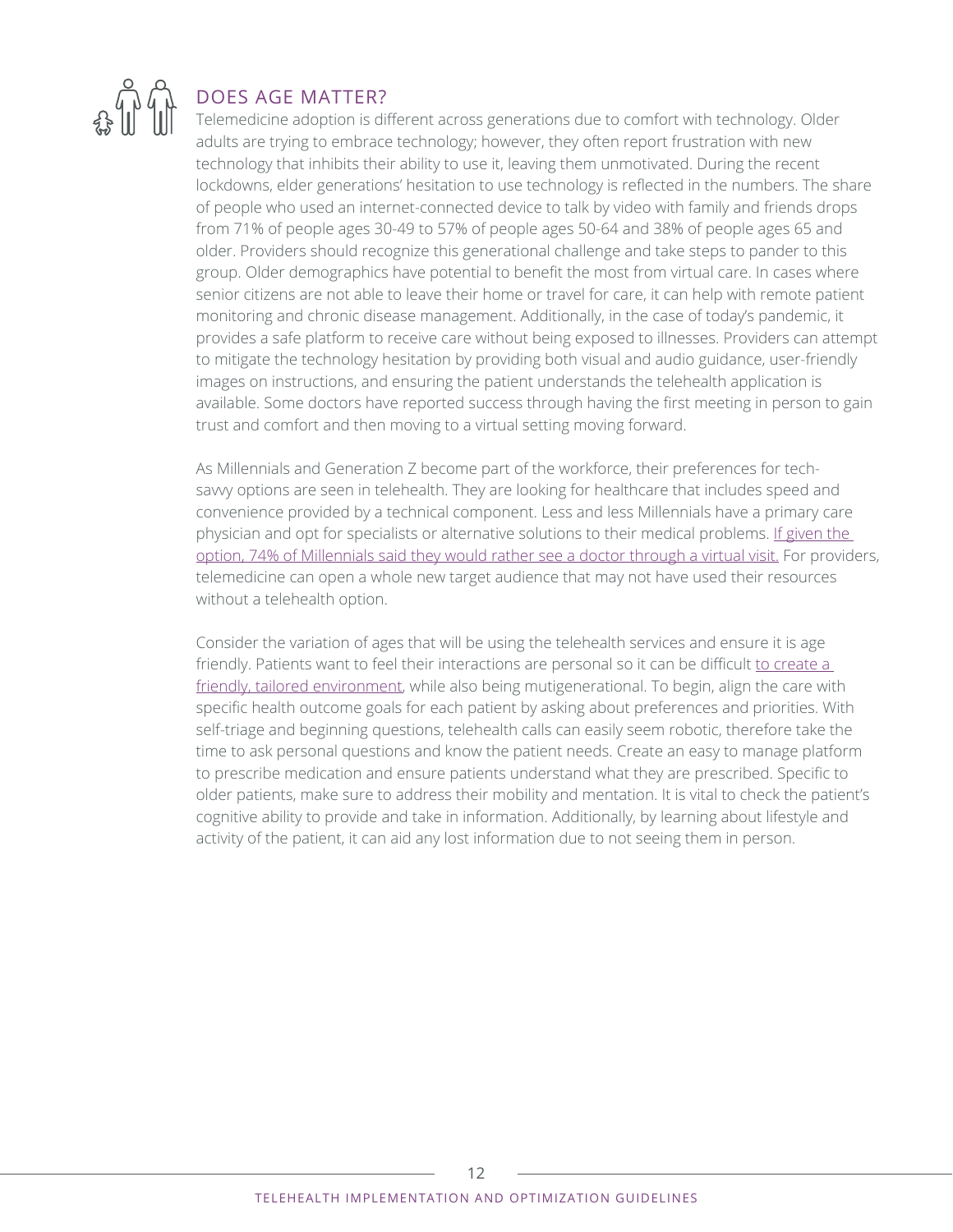## DOES AGE MATTER?

Telemedicine adoption is different across generations due to comfort with technology. Older adults are trying to embrace technology; however, they often report frustration with new technology that inhibits their ability to use it, leaving them unmotivated. During the recent lockdowns, elder generations' hesitation to use technology is reflected in the numbers. The share of people who used an internet-connected device to talk by video with family and friends drops from 71% of people ages 30-49 to 57% of people ages 50-64 and 38% of people ages 65 and older. Providers should recognize this generational challenge and take steps to pander to this group. Older demographics have potential to benefit the most from virtual care. In cases where senior citizens are not able to leave their home or travel for care, it can help with remote patient monitoring and chronic disease management. Additionally, in the case of today's pandemic, it provides a safe platform to receive care without being exposed to illnesses. Providers can attempt to mitigate the technology hesitation by providing both visual and audio guidance, user-friendly images on instructions, and ensuring the patient understands the telehealth application is available. Some doctors have reported success through having the first meeting in person to gain trust and comfort and then moving to a virtual setting moving forward.

As Millennials and Generation Z become part of the workforce, their preferences for tech-savvy options are seen in telehealth. They are looking for healthcare that includes speed and convenience provided by a technical component. Less and less Millennials have a primary care physician and opt for specialists or alternative solutions to their medical problems. If given the option, 74% of Millennials said they would rather see a doctor through a virtual visit. For providers, telemedicine can open a whole new target audience that may not have used their resources without a telehealth option.

Consider the variation of ages that will be using the telehealth services and ensure it is age friendly. Patients want to feel their interactions are personal so it can be difficult to create a friendly, tailored environment, while also being mutigenerational. To begin, align the care with specific health outcome goals for each patient by asking about preferences and priorities. With self-triage and beginning questions, telehealth calls can easily seem robotic, therefore take the time to ask personal questions and know the patient needs. Create an easy to manage platform to prescribe medication and ensure patients understand what they are prescribed. Specific to older patients, make sure to address their mobility and mentation. It is vital to check the patient's cognitive ability to provide and take in information. Additionally, by learning about lifestyle and activity of the patient, it can aid any lost information due to not seeing them in person.